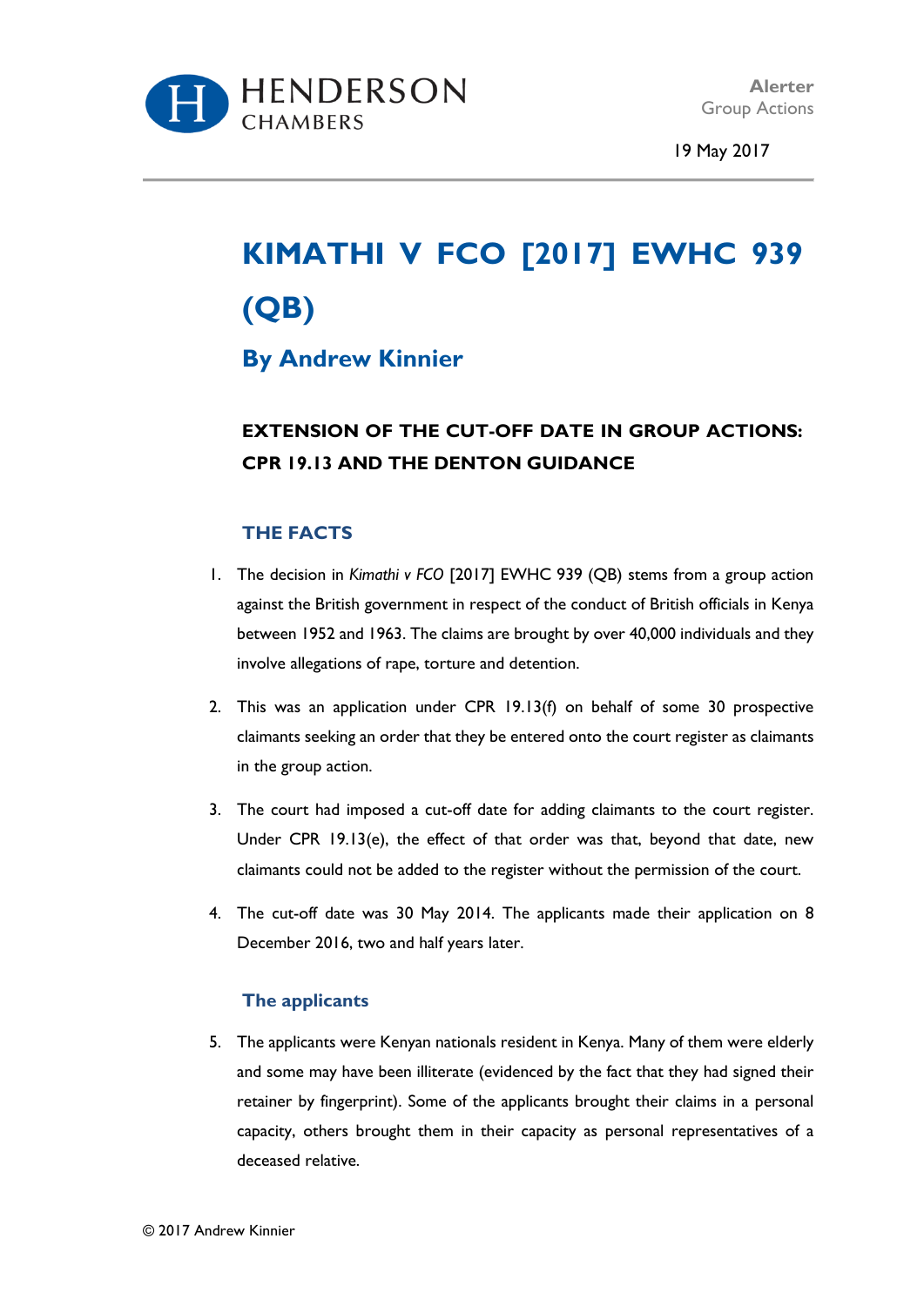HENDERSON CHAMBERS

Alerter
Group Actions

19 May 2017

# KIMATHI V FCO [2017] EWHC 939 (QB)

## By Andrew Kinnier

### EXTENSION OF THE CUT-OFF DATE IN GROUP ACTIONS: CPR 19.13 AND THE DENTON GUIDANCE

### THE FACTS

1. The decision in *Kimathi v FCO* [2017] EWHC 939 (QB) stems from a group action against the British government in respect of the conduct of British officials in Kenya between 1952 and 1963. The claims are brought by over 40,000 individuals and they involve allegations of rape, torture and detention.

2. This was an application under CPR 19.13(f) on behalf of some 30 prospective claimants seeking an order that they be entered onto the court register as claimants in the group action.

3. The court had imposed a cut-off date for adding claimants to the court register. Under CPR 19.13(e), the effect of that order was that, beyond that date, new claimants could not be added to the register without the permission of the court.

4. The cut-off date was 30 May 2014. The applicants made their application on 8 December 2016, two and half years later.

#### The applicants

5. The applicants were Kenyan nationals resident in Kenya. Many of them were elderly and some may have been illiterate (evidenced by the fact that they had signed their retainer by fingerprint). Some of the applicants brought their claims in a personal capacity, others brought them in their capacity as personal representatives of a deceased relative.

© 2017 Andrew Kinnier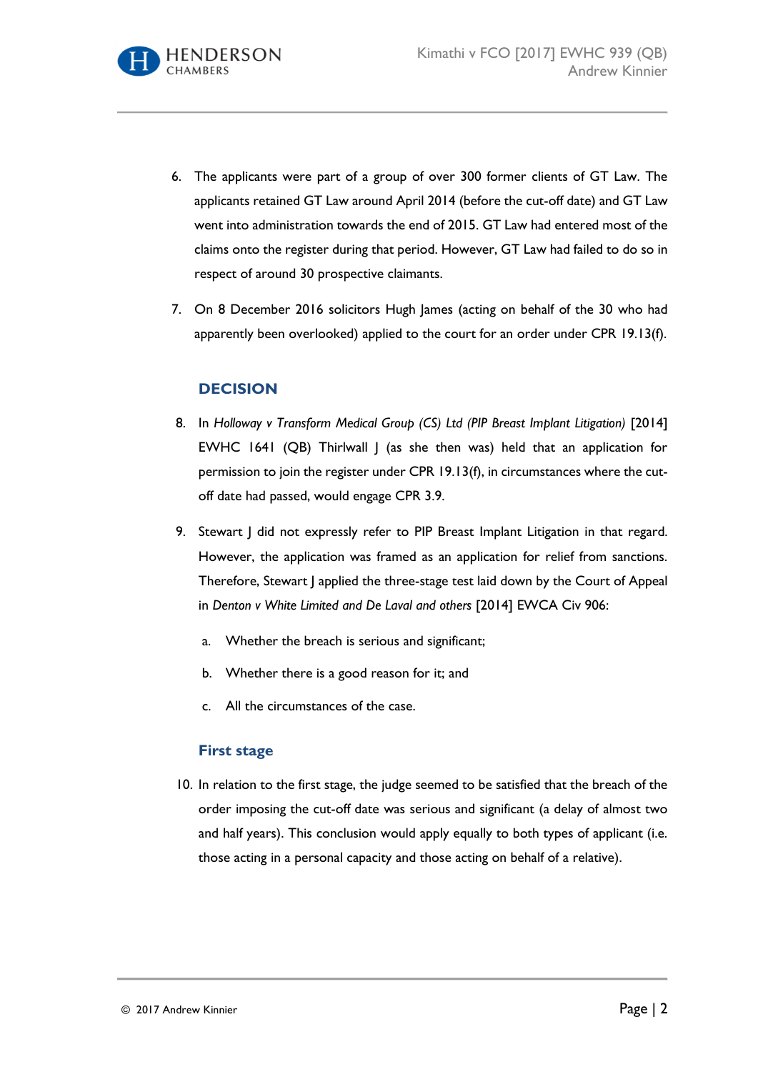6. The applicants were part of a group of over 300 former clients of GT Law. The applicants retained GT Law around April 2014 (before the cut-off date) and GT Law went into administration towards the end of 2015. GT Law had entered most of the claims onto the register during that period. However, GT Law had failed to do so in respect of around 30 prospective claimants.

7. On 8 December 2016 solicitors Hugh James (acting on behalf of the 30 who had apparently been overlooked) applied to the court for an order under CPR 19.13(f).

## DECISION

8. In *Holloway v Transform Medical Group (CS) Ltd (PIP Breast Implant Litigation)* [2014] EWHC 1641 (QB) Thirlwall J (as she then was) held that an application for permission to join the register under CPR 19.13(f), in circumstances where the cut-off date had passed, would engage CPR 3.9.

9. Stewart J did not expressly refer to PIP Breast Implant Litigation in that regard. However, the application was framed as an application for relief from sanctions. Therefore, Stewart J applied the three-stage test laid down by the Court of Appeal in *Denton v White Limited and De Laval and others* [2014] EWCA Civ 906:

   a. Whether the breach is serious and significant;

   b. Whether there is a good reason for it; and

   c. All the circumstances of the case.

### First stage

10. In relation to the first stage, the judge seemed to be satisfied that the breach of the order imposing the cut-off date was serious and significant (a delay of almost two and half years). This conclusion would apply equally to both types of applicant (i.e. those acting in a personal capacity and those acting on behalf of a relative).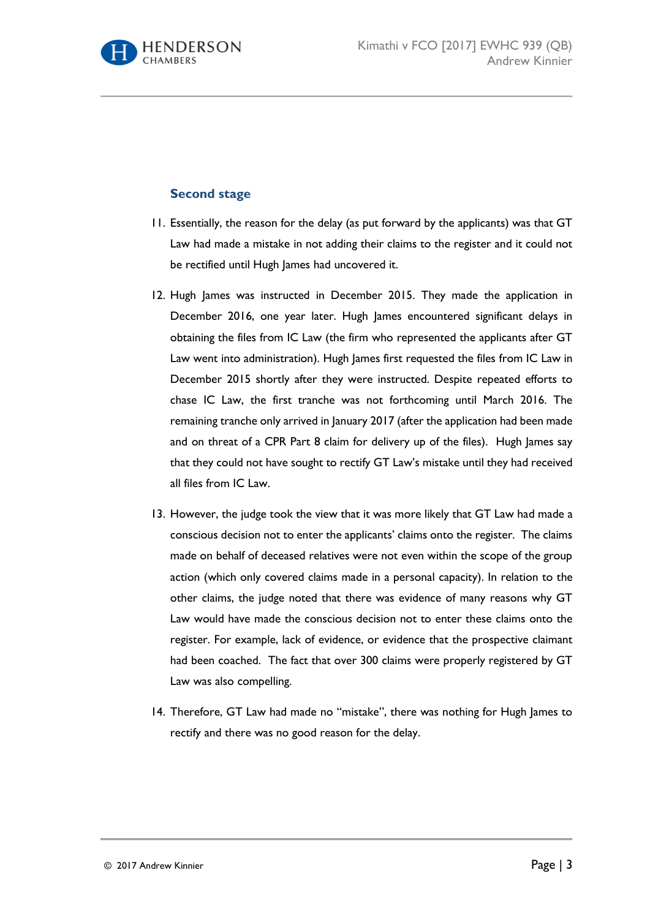### Second stage

11. Essentially, the reason for the delay (as put forward by the applicants) was that GT Law had made a mistake in not adding their claims to the register and it could not be rectified until Hugh James had uncovered it.

12. Hugh James was instructed in December 2015. They made the application in December 2016, one year later. Hugh James encountered significant delays in obtaining the files from IC Law (the firm who represented the applicants after GT Law went into administration). Hugh James first requested the files from IC Law in December 2015 shortly after they were instructed. Despite repeated efforts to chase IC Law, the first tranche was not forthcoming until March 2016. The remaining tranche only arrived in January 2017 (after the application had been made and on threat of a CPR Part 8 claim for delivery up of the files). Hugh James say that they could not have sought to rectify GT Law's mistake until they had received all files from IC Law.

13. However, the judge took the view that it was more likely that GT Law had made a conscious decision not to enter the applicants' claims onto the register. The claims made on behalf of deceased relatives were not even within the scope of the group action (which only covered claims made in a personal capacity). In relation to the other claims, the judge noted that there was evidence of many reasons why GT Law would have made the conscious decision not to enter these claims onto the register. For example, lack of evidence, or evidence that the prospective claimant had been coached. The fact that over 300 claims were properly registered by GT Law was also compelling.

14. Therefore, GT Law had made no "mistake", there was nothing for Hugh James to rectify and there was no good reason for the delay.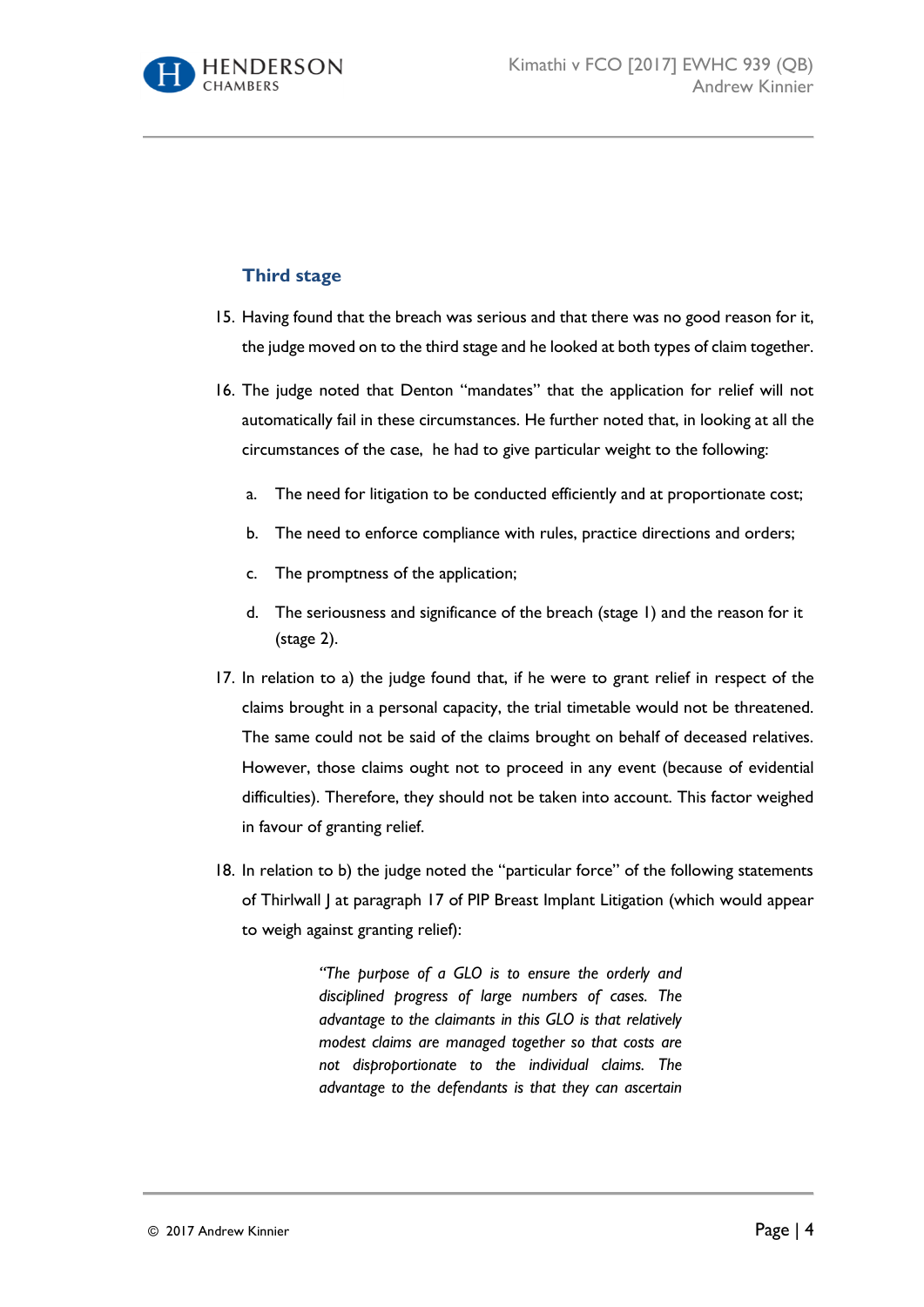### Third stage

15. Having found that the breach was serious and that there was no good reason for it, the judge moved on to the third stage and he looked at both types of claim together.

16. The judge noted that Denton "mandates" that the application for relief will not automatically fail in these circumstances. He further noted that, in looking at all the circumstances of the case, he had to give particular weight to the following:

    a. The need for litigation to be conducted efficiently and at proportionate cost;

    b. The need to enforce compliance with rules, practice directions and orders;

    c. The promptness of the application;

    d. The seriousness and significance of the breach (stage 1) and the reason for it (stage 2).

17. In relation to a) the judge found that, if he were to grant relief in respect of the claims brought in a personal capacity, the trial timetable would not be threatened. The same could not be said of the claims brought on behalf of deceased relatives. However, those claims ought not to proceed in any event (because of evidential difficulties). Therefore, they should not be taken into account. This factor weighed in favour of granting relief.

18. In relation to b) the judge noted the "particular force" of the following statements of Thirlwall J at paragraph 17 of PIP Breast Implant Litigation (which would appear to weigh against granting relief):

> *"The purpose of a GLO is to ensure the orderly and disciplined progress of large numbers of cases. The advantage to the claimants in this GLO is that relatively modest claims are managed together so that costs are not disproportionate to the individual claims. The advantage to the defendants is that they can ascertain*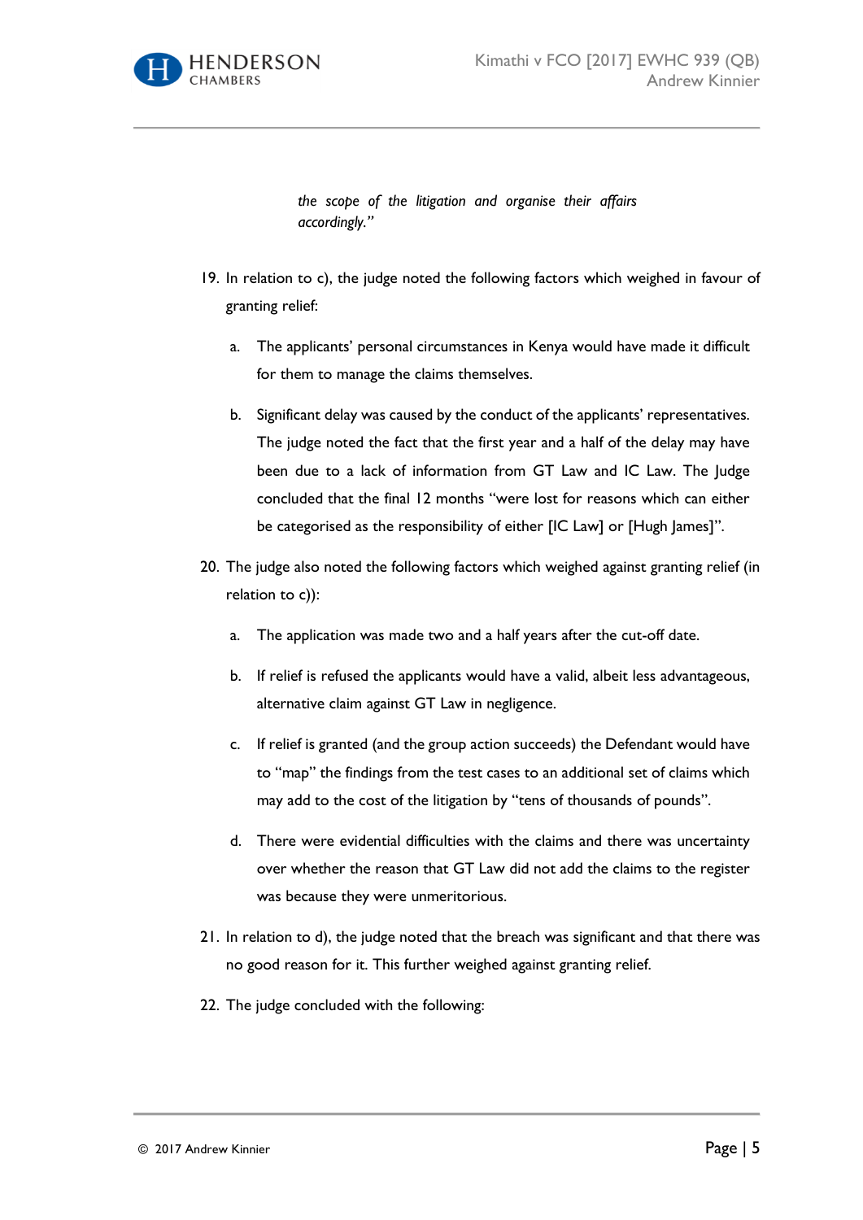> *the scope of the litigation and organise their affairs accordingly."*

19. In relation to c), the judge noted the following factors which weighed in favour of granting relief:

    a. The applicants' personal circumstances in Kenya would have made it difficult for them to manage the claims themselves.

    b. Significant delay was caused by the conduct of the applicants' representatives. The judge noted the fact that the first year and a half of the delay may have been due to a lack of information from GT Law and IC Law. The Judge concluded that the final 12 months "were lost for reasons which can either be categorised as the responsibility of either [IC Law] or [Hugh James]".

20. The judge also noted the following factors which weighed against granting relief (in relation to c)):

    a. The application was made two and a half years after the cut-off date.

    b. If relief is refused the applicants would have a valid, albeit less advantageous, alternative claim against GT Law in negligence.

    c. If relief is granted (and the group action succeeds) the Defendant would have to "map" the findings from the test cases to an additional set of claims which may add to the cost of the litigation by "tens of thousands of pounds".

    d. There were evidential difficulties with the claims and there was uncertainty over whether the reason that GT Law did not add the claims to the register was because they were unmeritorious.

21. In relation to d), the judge noted that the breach was significant and that there was no good reason for it. This further weighed against granting relief.

22. The judge concluded with the following: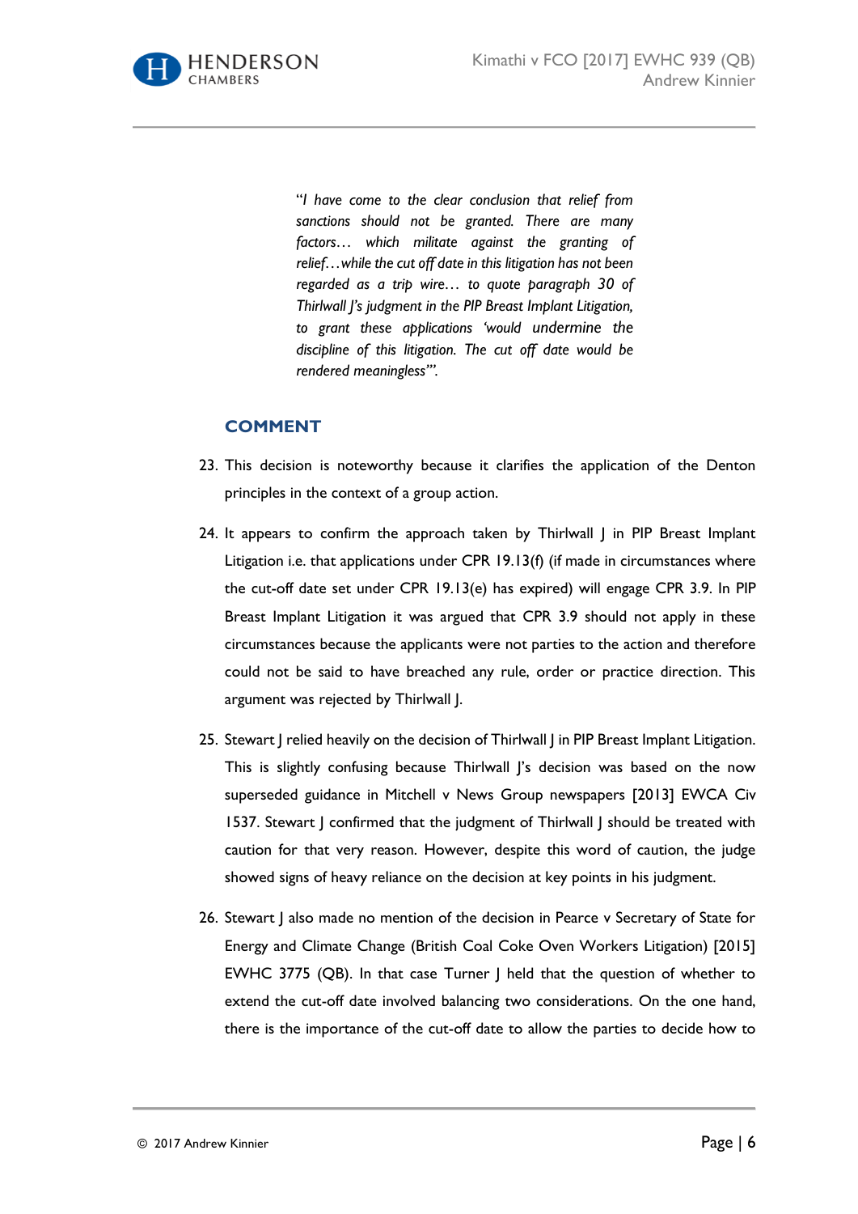> "*I have come to the clear conclusion that relief from sanctions should not be granted. There are many factors… which militate against the granting of relief…while the cut off date in this litigation has not been regarded as a trip wire… to quote paragraph 30 of Thirlwall J's judgment in the PIP Breast Implant Litigation, to grant these applications 'would undermine the discipline of this litigation. The cut off date would be rendered meaningless'*".

## COMMENT

23. This decision is noteworthy because it clarifies the application of the Denton principles in the context of a group action.

24. It appears to confirm the approach taken by Thirlwall J in PIP Breast Implant Litigation i.e. that applications under CPR 19.13(f) (if made in circumstances where the cut-off date set under CPR 19.13(e) has expired) will engage CPR 3.9. In PIP Breast Implant Litigation it was argued that CPR 3.9 should not apply in these circumstances because the applicants were not parties to the action and therefore could not be said to have breached any rule, order or practice direction. This argument was rejected by Thirlwall J.

25. Stewart J relied heavily on the decision of Thirlwall J in PIP Breast Implant Litigation. This is slightly confusing because Thirlwall J's decision was based on the now superseded guidance in Mitchell v News Group newspapers [2013] EWCA Civ 1537. Stewart J confirmed that the judgment of Thirlwall J should be treated with caution for that very reason. However, despite this word of caution, the judge showed signs of heavy reliance on the decision at key points in his judgment.

26. Stewart J also made no mention of the decision in Pearce v Secretary of State for Energy and Climate Change (British Coal Coke Oven Workers Litigation) [2015] EWHC 3775 (QB). In that case Turner J held that the question of whether to extend the cut-off date involved balancing two considerations. On the one hand, there is the importance of the cut-off date to allow the parties to decide how to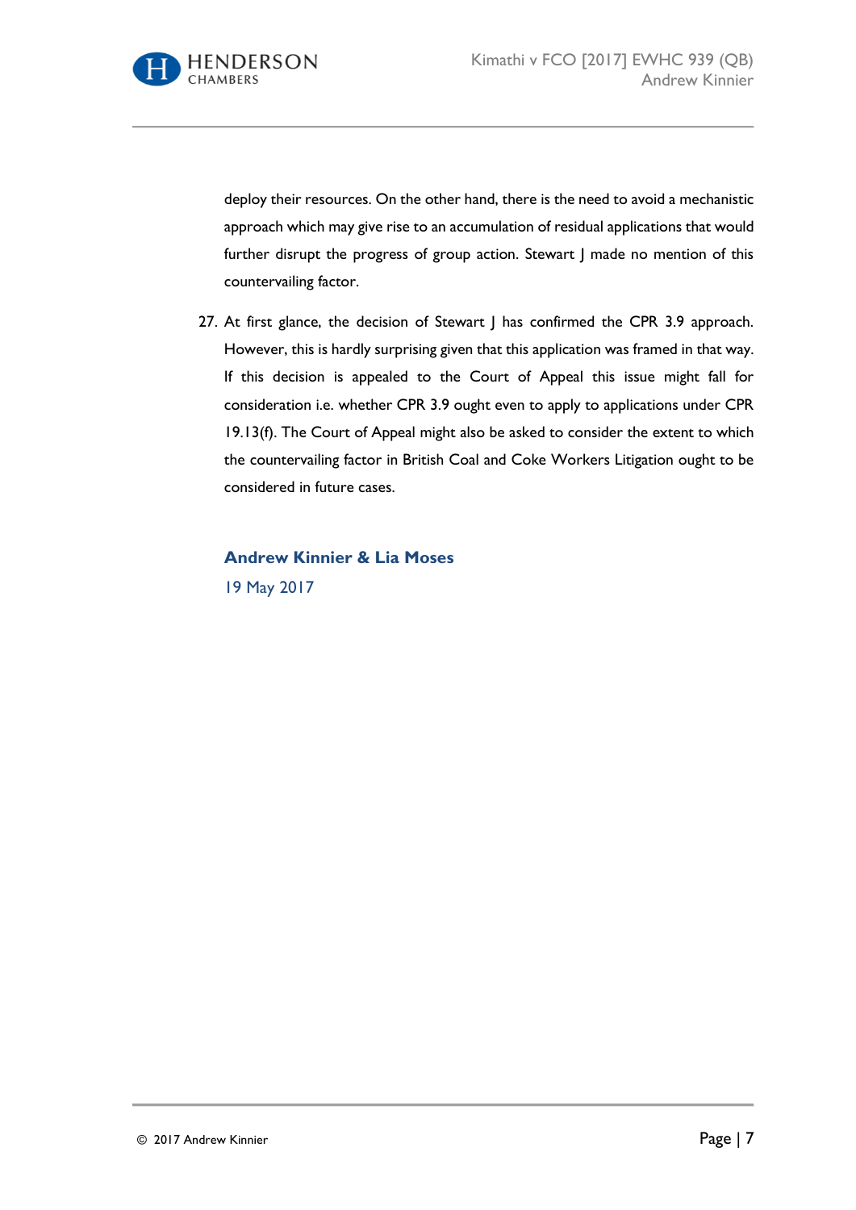deploy their resources. On the other hand, there is the need to avoid a mechanistic approach which may give rise to an accumulation of residual applications that would further disrupt the progress of group action. Stewart J made no mention of this countervailing factor.

27. At first glance, the decision of Stewart J has confirmed the CPR 3.9 approach. However, this is hardly surprising given that this application was framed in that way. If this decision is appealed to the Court of Appeal this issue might fall for consideration i.e. whether CPR 3.9 ought even to apply to applications under CPR 19.13(f). The Court of Appeal might also be asked to consider the extent to which the countervailing factor in British Coal and Coke Workers Litigation ought to be considered in future cases.

**Andrew Kinnier & Lia Moses**

19 May 2017